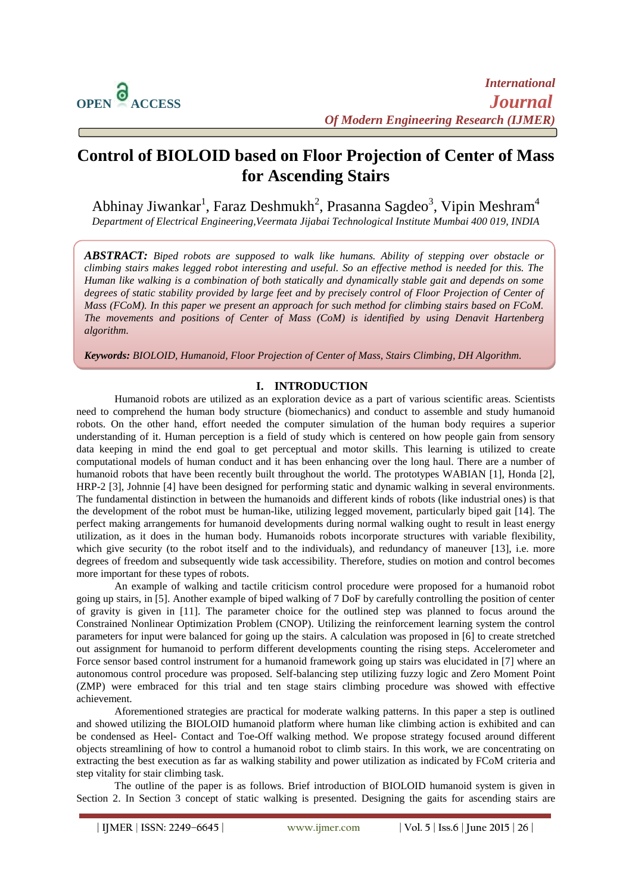# Control of BIOLOID based on Floor Projection of Center of Mass for Ascending Stairs

Abhinay Jiwankar[1], Faraz Deshmukh[2], Prasanna Sagdeo[3], Vipin Meshram[4]

*Department of Electrical Engineering,Veermata Jijabai Technological Institute Mumbai 400 019, INDIA*

***ABSTRACT:*** *Biped robots are supposed to walk like humans. Ability of stepping over obstacle or climbing stairs makes legged robot interesting and useful. So an effective method is needed for this. The Human like walking is a combination of both statically and dynamically stable gait and depends on some degrees of static stability provided by large feet and by precisely control of Floor Projection of Center of Mass (FCoM). In this paper we present an approach for such method for climbing stairs based on FCoM. The movements and positions of Center of Mass (CoM) is identified by using Denavit Hartenberg algorithm.*

***Keywords:*** *BIOLOID, Humanoid, Floor Projection of Center of Mass, Stairs Climbing, DH Algorithm.*

## I. INTRODUCTION

Humanoid robots are utilized as an exploration device as a part of various scientific areas. Scientists need to comprehend the human body structure (biomechanics) and conduct to assemble and study humanoid robots. On the other hand, effort needed the computer simulation of the human body requires a superior understanding of it. Human perception is a field of study which is centered on how people gain from sensory data keeping in mind the end goal to get perceptual and motor skills. This learning is utilized to create computational models of human conduct and it has been enhancing over the long haul. There are a number of humanoid robots that have been recently built throughout the world. The prototypes WABIAN [1], Honda [2], HRP-2 [3], Johnnie [4] have been designed for performing static and dynamic walking in several environments. The fundamental distinction in between the humanoids and different kinds of robots (like industrial ones) is that the development of the robot must be human-like, utilizing legged movement, particularly biped gait [14]. The perfect making arrangements for humanoid developments during normal walking ought to result in least energy utilization, as it does in the human body. Humanoids robots incorporate structures with variable flexibility, which give security (to the robot itself and to the individuals), and redundancy of maneuver [13], i.e. more degrees of freedom and subsequently wide task accessibility. Therefore, studies on motion and control becomes more important for these types of robots.

An example of walking and tactile criticism control procedure were proposed for a humanoid robot going up stairs, in [5]. Another example of biped walking of 7 DoF by carefully controlling the position of center of gravity is given in [11]. The parameter choice for the outlined step was planned to focus around the Constrained Nonlinear Optimization Problem (CNOP). Utilizing the reinforcement learning system the control parameters for input were balanced for going up the stairs. A calculation was proposed in [6] to create stretched out assignment for humanoid to perform different developments counting the rising steps. Accelerometer and Force sensor based control instrument for a humanoid framework going up stairs was elucidated in [7] where an autonomous control procedure was proposed. Self-balancing step utilizing fuzzy logic and Zero Moment Point (ZMP) were embraced for this trial and ten stage stairs climbing procedure was showed with effective achievement.

Aforementioned strategies are practical for moderate walking patterns. In this paper a step is outlined and showed utilizing the BIOLOID humanoid platform where human like climbing action is exhibited and can be condensed as Heel- Contact and Toe-Off walking method. We propose strategy focused around different objects streamlining of how to control a humanoid robot to climb stairs. In this work, we are concentrating on extracting the best execution as far as walking stability and power utilization as indicated by FCoM criteria and step vitality for stair climbing task.

The outline of the paper is as follows. Brief introduction of BIOLOID humanoid system is given in Section 2. In Section 3 concept of static walking is presented. Designing the gaits for ascending stairs are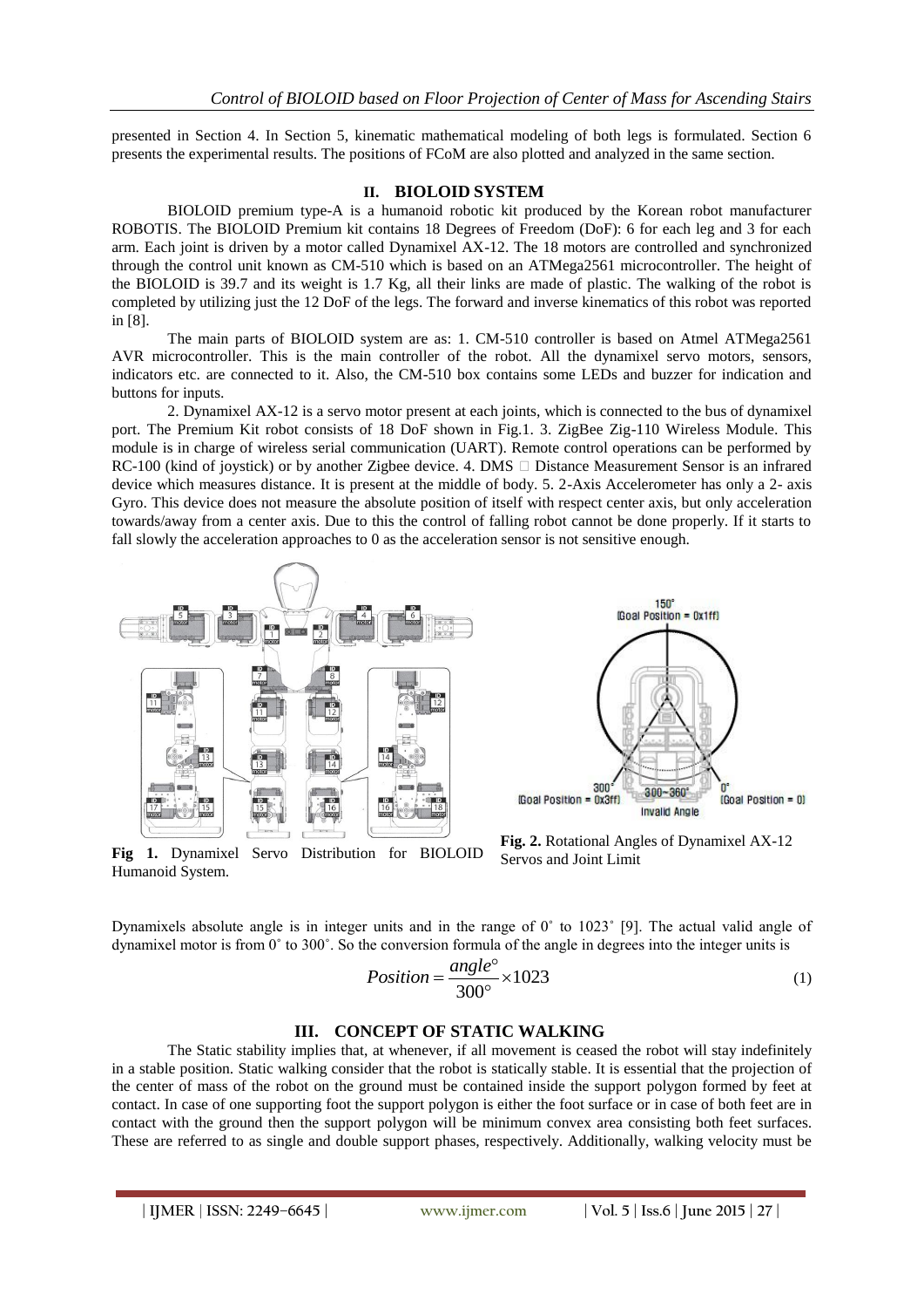presented in Section 4. In Section 5, kinematic mathematical modeling of both legs is formulated. Section 6 presents the experimental results. The positions of FCoM are also plotted and analyzed in the same section.

## II. BIOLOID SYSTEM

BIOLOID premium type-A is a humanoid robotic kit produced by the Korean robot manufacturer ROBOTIS. The BIOLOID Premium kit contains 18 Degrees of Freedom (DoF): 6 for each leg and 3 for each arm. Each joint is driven by a motor called Dynamixel AX-12. The 18 motors are controlled and synchronized through the control unit known as CM-510 which is based on an ATMega2561 microcontroller. The height of the BIOLOID is 39.7 and its weight is 1.7 Kg, all their links are made of plastic. The walking of the robot is completed by utilizing just the 12 DoF of the legs. The forward and inverse kinematics of this robot was reported in [8].

The main parts of BIOLOID system are as: 1. CM-510 controller is based on Atmel ATMega2561 AVR microcontroller. This is the main controller of the robot. All the dynamixel servo motors, sensors, indicators etc. are connected to it. Also, the CM-510 box contains some LEDs and buzzer for indication and buttons for inputs.

2. Dynamixel AX-12 is a servo motor present at each joints, which is connected to the bus of dynamixel port. The Premium Kit robot consists of 18 DoF shown in Fig.1. 3. ZigBee Zig-110 Wireless Module. This module is in charge of wireless serial communication (UART). Remote control operations can be performed by RC-100 (kind of joystick) or by another Zigbee device. 4. DMS  Distance Measurement Sensor is an infrared device which measures distance. It is present at the middle of body. 5. 2-Axis Accelerometer has only a 2- axis Gyro. This device does not measure the absolute position of itself with respect center axis, but only acceleration towards/away from a center axis. Due to this the control of falling robot cannot be done properly. If it starts to fall slowly the acceleration approaches to 0 as the acceleration sensor is not sensitive enough.

**Fig 1.** Dynamixel Servo Distribution for BIOLOID Humanoid System.

**Fig. 2.** Rotational Angles of Dynamixel AX-12 Servos and Joint Limit

Dynamixels absolute angle is in integer units and in the range of 0˚ to 1023˚ [9]. The actual valid angle of dynamixel motor is from 0˚ to 300˚. So the conversion formula of the angle in degrees into the integer units is

$$Position = \frac{angle^\circ}{300^\circ} \times 1023 \tag{1}$$

## III. CONCEPT OF STATIC WALKING

The Static stability implies that, at whenever, if all movement is ceased the robot will stay indefinitely in a stable position. Static walking consider that the robot is statically stable. It is essential that the projection of the center of mass of the robot on the ground must be contained inside the support polygon formed by feet at contact. In case of one supporting foot the support polygon is either the foot surface or in case of both feet are in contact with the ground then the support polygon will be minimum convex area consisting both feet surfaces. These are referred to as single and double support phases, respectively. Additionally, walking velocity must be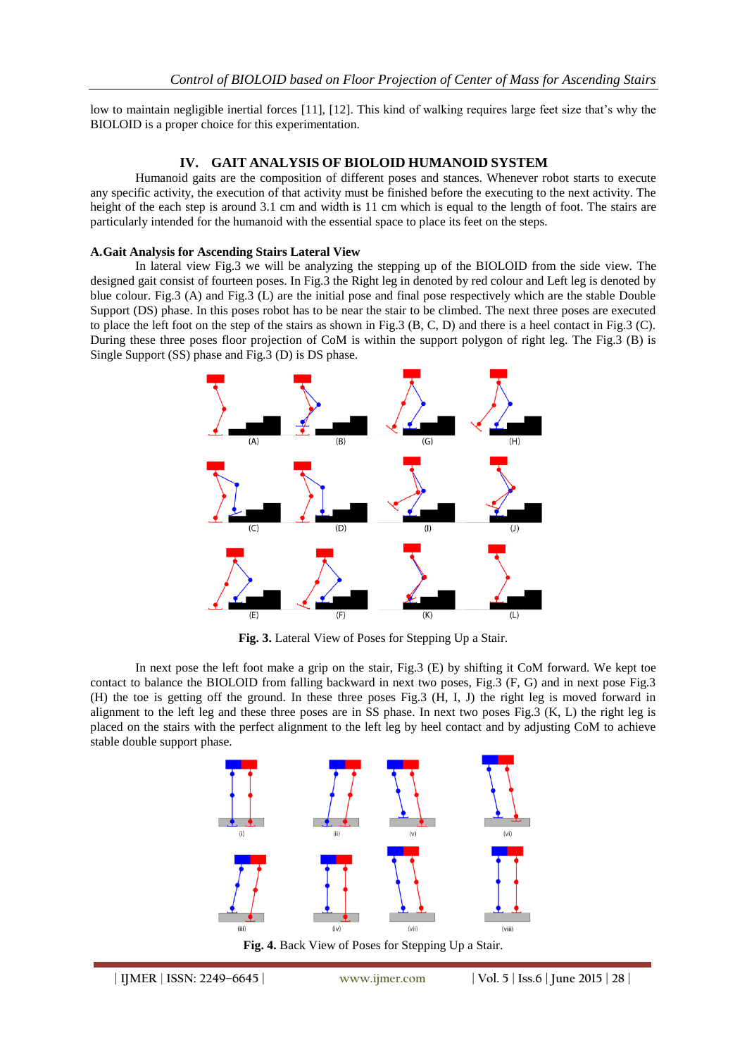low to maintain negligible inertial forces [11], [12]. This kind of walking requires large feet size that's why the BIOLOID is a proper choice for this experimentation.

## IV. GAIT ANALYSIS OF BIOLOID HUMANOID SYSTEM

Humanoid gaits are the composition of different poses and stances. Whenever robot starts to execute any specific activity, the execution of that activity must be finished before the executing to the next activity. The height of the each step is around 3.1 cm and width is 11 cm which is equal to the length of foot. The stairs are particularly intended for the humanoid with the essential space to place its feet on the steps.

### A. Gait Analysis for Ascending Stairs Lateral View

In lateral view Fig.3 we will be analyzing the stepping up of the BIOLOID from the side view. The designed gait consist of fourteen poses. In Fig.3 the Right leg in denoted by red colour and Left leg is denoted by blue colour. Fig.3 (A) and Fig.3 (L) are the initial pose and final pose respectively which are the stable Double Support (DS) phase. In this poses robot has to be near the stair to be climbed. The next three poses are executed to place the left foot on the step of the stairs as shown in Fig.3 (B, C, D) and there is a heel contact in Fig.3 (C). During these three poses floor projection of CoM is within the support polygon of right leg. The Fig.3 (B) is Single Support (SS) phase and Fig.3 (D) is DS phase.

**Fig. 3.** Lateral View of Poses for Stepping Up a Stair.

In next pose the left foot make a grip on the stair, Fig.3 (E) by shifting it CoM forward. We kept toe contact to balance the BIOLOID from falling backward in next two poses, Fig.3 (F, G) and in next pose Fig.3 (H) the toe is getting off the ground. In these three poses Fig.3 (H, I, J) the right leg is moved forward in alignment to the left leg and these three poses are in SS phase. In next two poses Fig.3 (K, L) the right leg is placed on the stairs with the perfect alignment to the left leg by heel contact and by adjusting CoM to achieve stable double support phase.

**Fig. 4.** Back View of Poses for Stepping Up a Stair.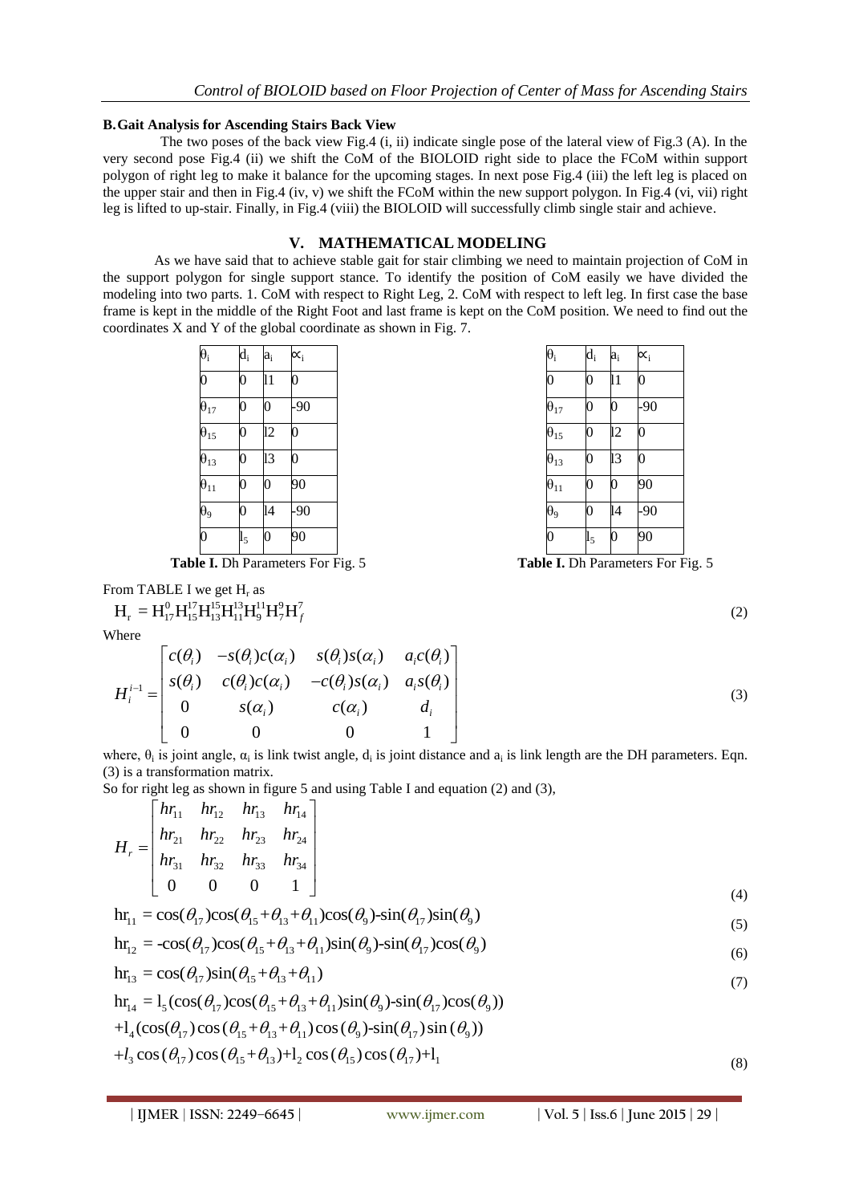### B. Gait Analysis for Ascending Stairs Back View

The two poses of the back view Fig.4 (i, ii) indicate single pose of the lateral view of Fig.3 (A). In the very second pose Fig.4 (ii) we shift the CoM of the BIOLOID right side to place the FCoM within support polygon of right leg to make it balance for the upcoming stages. In next pose Fig.4 (iii) the left leg is placed on the upper stair and then in Fig.4 (iv, v) we shift the FCoM within the new support polygon. In Fig.4 (vi, vii) right leg is lifted to up-stair. Finally, in Fig.4 (viii) the BIOLOID will successfully climb single stair and achieve.

## V. MATHEMATICAL MODELING

As we have said that to achieve stable gait for stair climbing we need to maintain projection of CoM in the support polygon for single support stance. To identify the position of CoM easily we have divided the modeling into two parts. 1. CoM with respect to Right Leg, 2. CoM with respect to left leg. In first case the base frame is kept in the middle of the Right Foot and last frame is kept on the CoM position. We need to find out the coordinates X and Y of the global coordinate as shown in Fig. 7.

| $\theta_i$ | $d_i$ | $a_i$ | $\alpha_i$ |
|---|---|---|---|
| 0 | 0 | l1 | 0 |
| $\theta_{17}$ | 0 | 0 | -90 |
| $\theta_{15}$ | 0 | l2 | 0 |
| $\theta_{13}$ | 0 | l3 | 0 |
| $\theta_{11}$ | 0 | 0 | 90 |
| $\theta_9$ | 0 | l4 | -90 |
| 0 | $l_5$ | 0 | 90 |

**Table I.** Dh Parameters For Fig. 5

| $\theta_i$ | $d_i$ | $a_i$ | $\alpha_i$ |
|---|---|---|---|
| 0 | 0 | l1 | 0 |
| $\theta_{17}$ | 0 | 0 | -90 |
| $\theta_{15}$ | 0 | l2 | 0 |
| $\theta_{13}$ | 0 | l3 | 0 |
| $\theta_{11}$ | 0 | 0 | 90 |
| $\theta_9$ | 0 | l4 | -90 |
| 0 | $l_5$ | 0 | 90 |

**Table I.** Dh Parameters For Fig. 5

From TABLE I we get $H_r$ as

$$H_r = H_{17}^{0} H_{15}^{17} H_{13}^{15} H_{11}^{13} H_{9}^{11} H_{7}^{9} H_{f}^{7} \tag{2}$$

Where

$$H_i^{i-1} = \begin{bmatrix} c(\theta_i) & -s(\theta_i)c(\alpha_i) & s(\theta_i)s(\alpha_i) & a_i c(\theta_i) \\ s(\theta_i) & c(\theta_i)c(\alpha_i) & -c(\theta_i)s(\alpha_i) & a_i s(\theta_i) \\ 0 & s(\alpha_i) & c(\alpha_i) & d_i \\ 0 & 0 & 0 & 1 \end{bmatrix} \tag{3}$$

where, $\theta_i$ is joint angle, $\alpha_i$ is link twist angle, $d_i$ is joint distance and $a_i$ is link length are the DH parameters. Eqn. (3) is a transformation matrix.

So for right leg as shown in figure 5 and using Table I and equation (2) and (3),

$$H_r = \begin{bmatrix} hr_{11} & hr_{12} & hr_{13} & hr_{14} \\ hr_{21} & hr_{22} & hr_{23} & hr_{24} \\ hr_{31} & hr_{32} & hr_{33} & hr_{34} \\ 0 & 0 & 0 & 1 \end{bmatrix} \tag{4}$$

$$hr_{11} = \cos(\theta_{17})\cos(\theta_{15}+\theta_{13}+\theta_{11})\cos(\theta_9)-\sin(\theta_{17})\sin(\theta_9) \tag{5}$$

$$hr_{12} = -\cos(\theta_{17})\cos(\theta_{15}+\theta_{13}+\theta_{11})\sin(\theta_9)-\sin(\theta_{17})\cos(\theta_9) \tag{6}$$

$$hr_{13} = \cos(\theta_{17})\sin(\theta_{15}+\theta_{13}+\theta_{11}) \tag{7}$$

$$\begin{aligned} hr_{14} &= l_5(\cos(\theta_{17})\cos(\theta_{15}+\theta_{13}+\theta_{11})\sin(\theta_9)-\sin(\theta_{17})\cos(\theta_9)) \\ &+ l_4(\cos(\theta_{17})\cos(\theta_{15}+\theta_{13}+\theta_{11})\cos(\theta_9)-\sin(\theta_{17})\sin(\theta_9)) \\ &+ l_3\cos(\theta_{17})\cos(\theta_{15}+\theta_{13})+l_2\cos(\theta_{15})\cos(\theta_{17})+l_1 \end{aligned} \tag{8}$$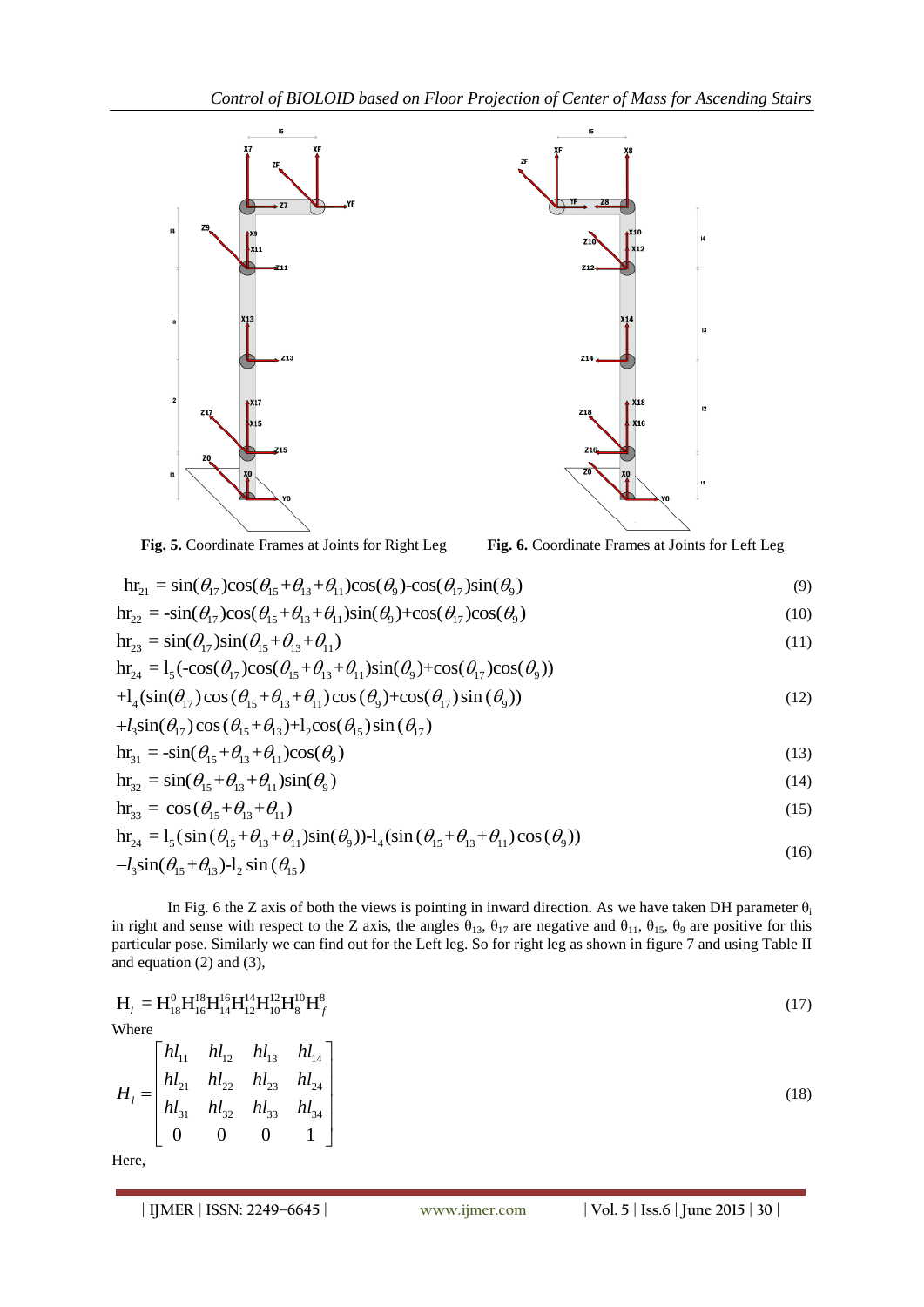**Fig. 5.** Coordinate Frames at Joints for Right Leg

**Fig. 6.** Coordinate Frames at Joints for Left Leg

$$\mathrm{hr}_{21} = \sin(\theta_{17})\cos(\theta_{15}+\theta_{13}+\theta_{11})\cos(\theta_{9})\text{-}\cos(\theta_{17})\sin(\theta_{9}) \tag{9}$$

$$\mathrm{hr}_{22} = \text{-}\sin(\theta_{17})\cos(\theta_{15}+\theta_{13}+\theta_{11})\sin(\theta_{9})+\cos(\theta_{17})\cos(\theta_{9}) \tag{10}$$

$$\mathrm{hr}_{23} = \sin(\theta_{17})\sin(\theta_{15}+\theta_{13}+\theta_{11}) \tag{11}$$

$$\begin{aligned}\mathrm{hr}_{24} &= \mathrm{l}_5(\text{-}\cos(\theta_{17})\cos(\theta_{15}+\theta_{13}+\theta_{11})\sin(\theta_{9})+\cos(\theta_{17})\cos(\theta_{9})) \\ &+\mathrm{l}_4(\sin(\theta_{17})\cos(\theta_{15}+\theta_{13}+\theta_{11})\cos(\theta_{9})+\cos(\theta_{17})\sin(\theta_{9})) \\ &+l_3\sin(\theta_{17})\cos(\theta_{15}+\theta_{13})+\mathrm{l}_2\cos(\theta_{15})\sin(\theta_{17})\end{aligned} \tag{12}$$

$$\mathrm{hr}_{31} = \text{-}\sin(\theta_{15}+\theta_{13}+\theta_{11})\cos(\theta_{9}) \tag{13}$$

$$\mathrm{hr}_{32} = \sin(\theta_{15}+\theta_{13}+\theta_{11})\sin(\theta_{9}) \tag{14}$$

$$\mathrm{hr}_{33} = \cos(\theta_{15}+\theta_{13}+\theta_{11}) \tag{15}$$

$$\begin{aligned}\mathrm{hr}_{24} &= \mathrm{l}_5(\sin(\theta_{15}+\theta_{13}+\theta_{11})\sin(\theta_{9}))\text{-}\mathrm{l}_4(\sin(\theta_{15}+\theta_{13}+\theta_{11})\cos(\theta_{9})) \\ &-l_3\sin(\theta_{15}+\theta_{13})\text{-}\mathrm{l}_2\sin(\theta_{15})\end{aligned} \tag{16}$$

In Fig. 6 the Z axis of both the views is pointing in inward direction. As we have taken DH parameter $\theta_i$ in right and sense with respect to the Z axis, the angles $\theta_{13}$, $\theta_{17}$ are negative and $\theta_{11}$, $\theta_{15}$, $\theta_9$ are positive for this particular pose. Similarly we can find out for the Left leg. So for right leg as shown in figure 7 and using Table II and equation (2) and (3),

$$\mathrm{H}_l = \mathrm{H}_{18}^{0}\mathrm{H}_{16}^{18}\mathrm{H}_{14}^{16}\mathrm{H}_{12}^{14}\mathrm{H}_{10}^{12}\mathrm{H}_{8}^{10}\mathrm{H}_{f}^{8} \tag{17}$$

Where

$$H_l = \begin{bmatrix} hl_{11} & hl_{12} & hl_{13} & hl_{14} \\ hl_{21} & hl_{22} & hl_{23} & hl_{24} \\ hl_{31} & hl_{32} & hl_{33} & hl_{34} \\ 0 & 0 & 0 & 1 \end{bmatrix} \tag{18}$$

Here,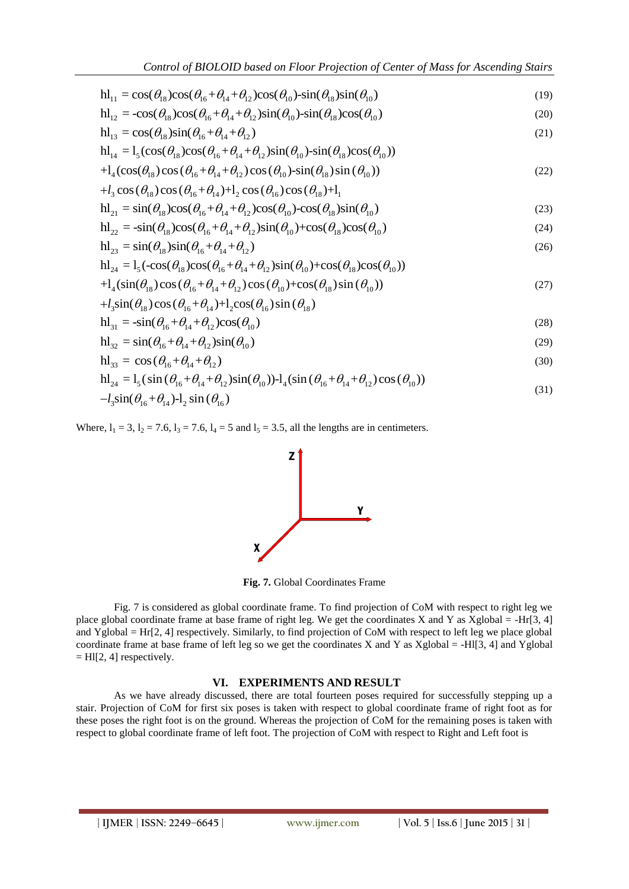$$\mathrm{hl}_{11} = \cos(\theta_{18})\cos(\theta_{16}+\theta_{14}+\theta_{12})\cos(\theta_{10})\text{-}\sin(\theta_{18})\sin(\theta_{10}) \tag{19}$$

$$\mathrm{hl}_{12} = \text{-}\cos(\theta_{18})\cos(\theta_{16}+\theta_{14}+\theta_{12})\sin(\theta_{10})\text{-}\sin(\theta_{18})\cos(\theta_{10}) \tag{20}$$

$$\mathrm{hl}_{13} = \cos(\theta_{18})\sin(\theta_{16}+\theta_{14}+\theta_{12}) \tag{21}$$

$$\begin{aligned}\mathrm{hl}_{14} &= \mathrm{l}_5(\cos(\theta_{18})\cos(\theta_{16}+\theta_{14}+\theta_{12})\sin(\theta_{10})\text{-}\sin(\theta_{18})\cos(\theta_{10}))\\ &+\mathrm{l}_4(\cos(\theta_{18})\cos(\theta_{16}+\theta_{14}+\theta_{12})\cos(\theta_{10})\text{-}\sin(\theta_{18})\sin(\theta_{10}))\\ &+l_3\cos(\theta_{18})\cos(\theta_{16}+\theta_{14})+\mathrm{l}_2\cos(\theta_{16})\cos(\theta_{18})+\mathrm{l}_1\end{aligned} \tag{22}$$

$$\mathrm{hl}_{21} = \sin(\theta_{18})\cos(\theta_{16}+\theta_{14}+\theta_{12})\cos(\theta_{10})\text{-}\cos(\theta_{18})\sin(\theta_{10}) \tag{23}$$

$$\mathrm{hl}_{22} = \text{-}\sin(\theta_{18})\cos(\theta_{16}+\theta_{14}+\theta_{12})\sin(\theta_{10})+\cos(\theta_{18})\cos(\theta_{10}) \tag{24}$$

$$\mathrm{hl}_{23} = \sin(\theta_{18})\sin(\theta_{16}+\theta_{14}+\theta_{12}) \tag{26}$$

$$\begin{aligned}\mathrm{hl}_{24} &= \mathrm{l}_5(\text{-}\cos(\theta_{18})\cos(\theta_{16}+\theta_{14}+\theta_{12})\sin(\theta_{10})+\cos(\theta_{18})\cos(\theta_{10}))\\ &+\mathrm{l}_4(\sin(\theta_{18})\cos(\theta_{16}+\theta_{14}+\theta_{12})\cos(\theta_{10})+\cos(\theta_{18})\sin(\theta_{10}))\\ &+l_3\sin(\theta_{18})\cos(\theta_{16}+\theta_{14})+\mathrm{l}_2\cos(\theta_{16})\sin(\theta_{18})\end{aligned} \tag{27}$$

$$\mathrm{hl}_{31} = \text{-}\sin(\theta_{16}+\theta_{14}+\theta_{12})\cos(\theta_{10}) \tag{28}$$

$$\mathrm{hl}_{32} = \sin(\theta_{16}+\theta_{14}+\theta_{12})\sin(\theta_{10}) \tag{29}$$

$$\mathrm{hl}_{33} = \cos(\theta_{16}+\theta_{14}+\theta_{12}) \tag{30}$$

$$\begin{aligned}\mathrm{hl}_{24} &= \mathrm{l}_5(\sin(\theta_{16}+\theta_{14}+\theta_{12})\sin(\theta_{10}))\text{-}\mathrm{l}_4(\sin(\theta_{16}+\theta_{14}+\theta_{12})\cos(\theta_{10}))\\ &-l_3\sin(\theta_{16}+\theta_{14})\text{-}\mathrm{l}_2\sin(\theta_{16})\end{aligned} \tag{31}$$

Where, $l_1 = 3$, $l_2 = 7.6$, $l_3 = 7.6$, $l_4 = 5$ and $l_5 = 3.5$, all the lengths are in centimeters.

**Fig. 7.** Global Coordinates Frame

Fig. 7 is considered as global coordinate frame. To find projection of CoM with respect to right leg we place global coordinate frame at base frame of right leg. We get the coordinates X and Y as Xglobal = -Hr[3, 4] and Yglobal = Hr[2, 4] respectively. Similarly, to find projection of CoM with respect to left leg we place global coordinate frame at base frame of left leg so we get the coordinates X and Y as Xglobal = -Hl[3, 4] and Yglobal = Hl[2, 4] respectively.

## VI. EXPERIMENTS AND RESULT

As we have already discussed, there are total fourteen poses required for successfully stepping up a stair. Projection of CoM for first six poses is taken with respect to global coordinate frame of right foot as for these poses the right foot is on the ground. Whereas the projection of CoM for the remaining poses is taken with respect to global coordinate frame of left foot. The projection of CoM with respect to Right and Left foot is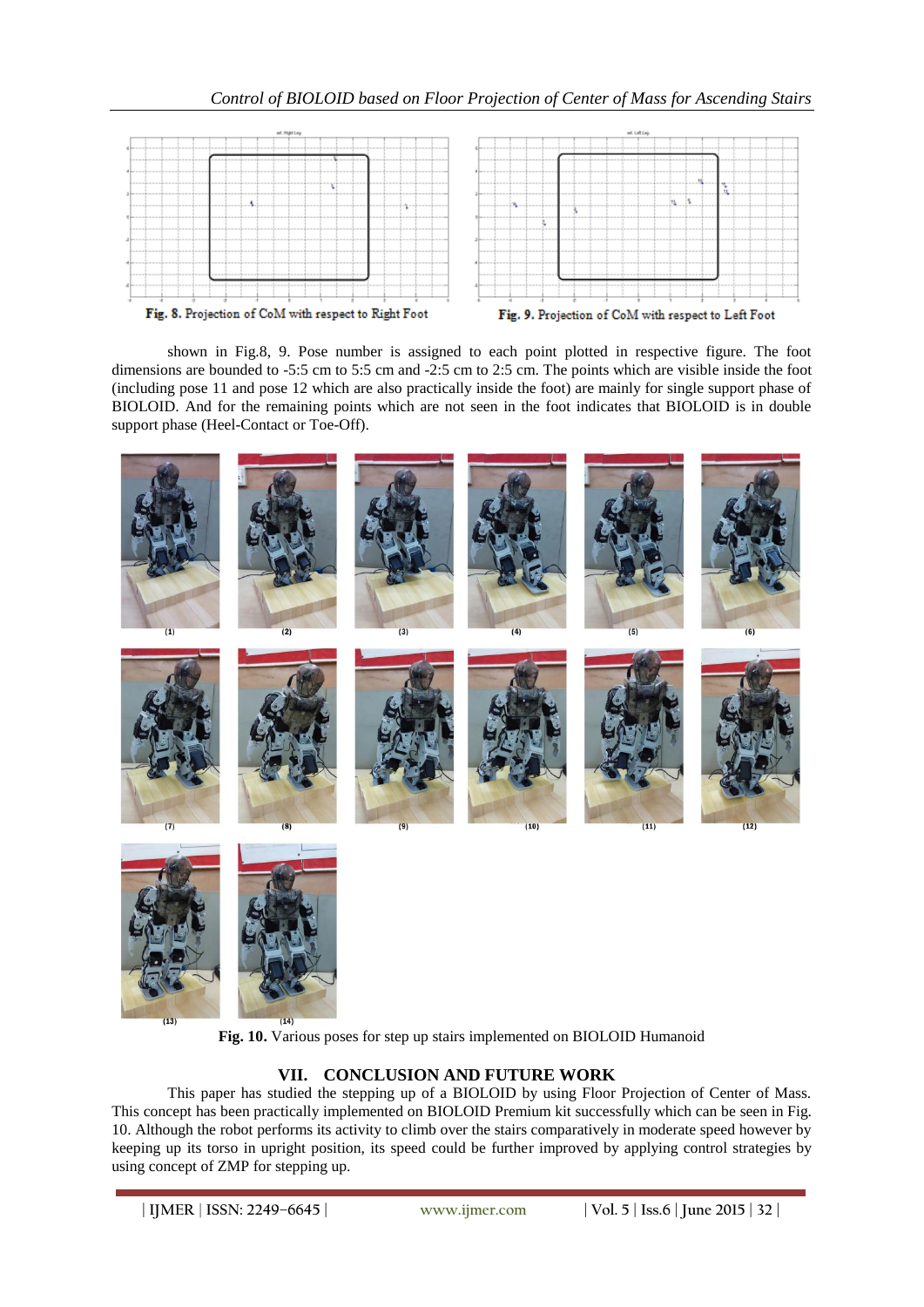Fig. 8. Projection of CoM with respect to Right Foot

Fig. 9. Projection of CoM with respect to Left Foot

shown in Fig.8, 9. Pose number is assigned to each point plotted in respective figure. The foot dimensions are bounded to -5:5 cm to 5:5 cm and -2:5 cm to 2:5 cm. The points which are visible inside the foot (including pose 11 and pose 12 which are also practically inside the foot) are mainly for single support phase of BIOLOID. And for the remaining points which are not seen in the foot indicates that BIOLOID is in double support phase (Heel-Contact or Toe-Off).

**Fig. 10.** Various poses for step up stairs implemented on BIOLOID Humanoid

## VII. CONCLUSION AND FUTURE WORK

This paper has studied the stepping up of a BIOLOID by using Floor Projection of Center of Mass. This concept has been practically implemented on BIOLOID Premium kit successfully which can be seen in Fig. 10. Although the robot performs its activity to climb over the stairs comparatively in moderate speed however by keeping up its torso in upright position, its speed could be further improved by applying control strategies by using concept of ZMP for stepping up.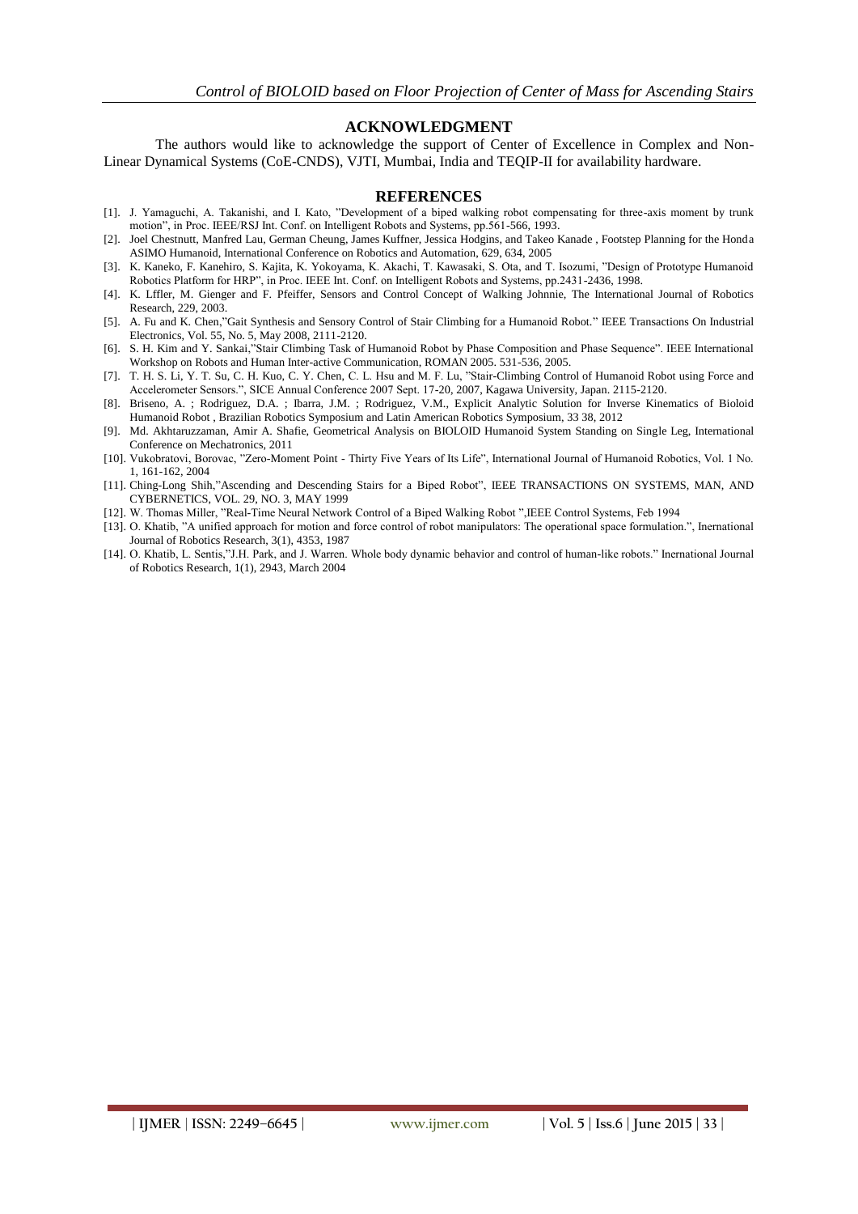## ACKNOWLEDGMENT

The authors would like to acknowledge the support of Center of Excellence in Complex and Non-Linear Dynamical Systems (CoE-CNDS), VJTI, Mumbai, India and TEQIP-II for availability hardware.

## REFERENCES

[1]. J. Yamaguchi, A. Takanishi, and I. Kato, "Development of a biped walking robot compensating for three-axis moment by trunk motion", in Proc. IEEE/RSJ Int. Conf. on Intelligent Robots and Systems, pp.561-566, 1993.

[2]. Joel Chestnutt, Manfred Lau, German Cheung, James Kuffner, Jessica Hodgins, and Takeo Kanade , Footstep Planning for the Honda ASIMO Humanoid, International Conference on Robotics and Automation, 629, 634, 2005

[3]. K. Kaneko, F. Kanehiro, S. Kajita, K. Yokoyama, K. Akachi, T. Kawasaki, S. Ota, and T. Isozumi, "Design of Prototype Humanoid Robotics Platform for HRP", in Proc. IEEE Int. Conf. on Intelligent Robots and Systems, pp.2431-2436, 1998.

[4]. K. Lffler, M. Gienger and F. Pfeiffer, Sensors and Control Concept of Walking Johnnie, The International Journal of Robotics Research, 229, 2003.

[5]. A. Fu and K. Chen,"Gait Synthesis and Sensory Control of Stair Climbing for a Humanoid Robot." IEEE Transactions On Industrial Electronics, Vol. 55, No. 5, May 2008, 2111-2120.

[6]. S. H. Kim and Y. Sankai,"Stair Climbing Task of Humanoid Robot by Phase Composition and Phase Sequence". IEEE International Workshop on Robots and Human Inter-active Communication, ROMAN 2005. 531-536, 2005.

[7]. T. H. S. Li, Y. T. Su, C. H. Kuo, C. Y. Chen, C. L. Hsu and M. F. Lu, "Stair-Climbing Control of Humanoid Robot using Force and Accelerometer Sensors.", SICE Annual Conference 2007 Sept. 17-20, 2007, Kagawa University, Japan. 2115-2120.

[8]. Briseno, A. ; Rodriguez, D.A. ; Ibarra, J.M. ; Rodriguez, V.M., Explicit Analytic Solution for Inverse Kinematics of Bioloid Humanoid Robot , Brazilian Robotics Symposium and Latin American Robotics Symposium, 33 38, 2012

[9]. Md. Akhtaruzzaman, Amir A. Shafie, Geometrical Analysis on BIOLOID Humanoid System Standing on Single Leg, International Conference on Mechatronics, 2011

[10]. Vukobratovi, Borovac, "Zero-Moment Point - Thirty Five Years of Its Life", International Journal of Humanoid Robotics, Vol. 1 No. 1, 161-162, 2004

[11]. Ching-Long Shih,"Ascending and Descending Stairs for a Biped Robot", IEEE TRANSACTIONS ON SYSTEMS, MAN, AND CYBERNETICS, VOL. 29, NO. 3, MAY 1999

[12]. W. Thomas Miller, "Real-Time Neural Network Control of a Biped Walking Robot ",IEEE Control Systems, Feb 1994

[13]. O. Khatib, "A unified approach for motion and force control of robot manipulators: The operational space formulation.", Inernational Journal of Robotics Research, 3(1), 4353, 1987

[14]. O. Khatib, L. Sentis,"J.H. Park, and J. Warren. Whole body dynamic behavior and control of human-like robots." Inernational Journal of Robotics Research, 1(1), 2943, March 2004